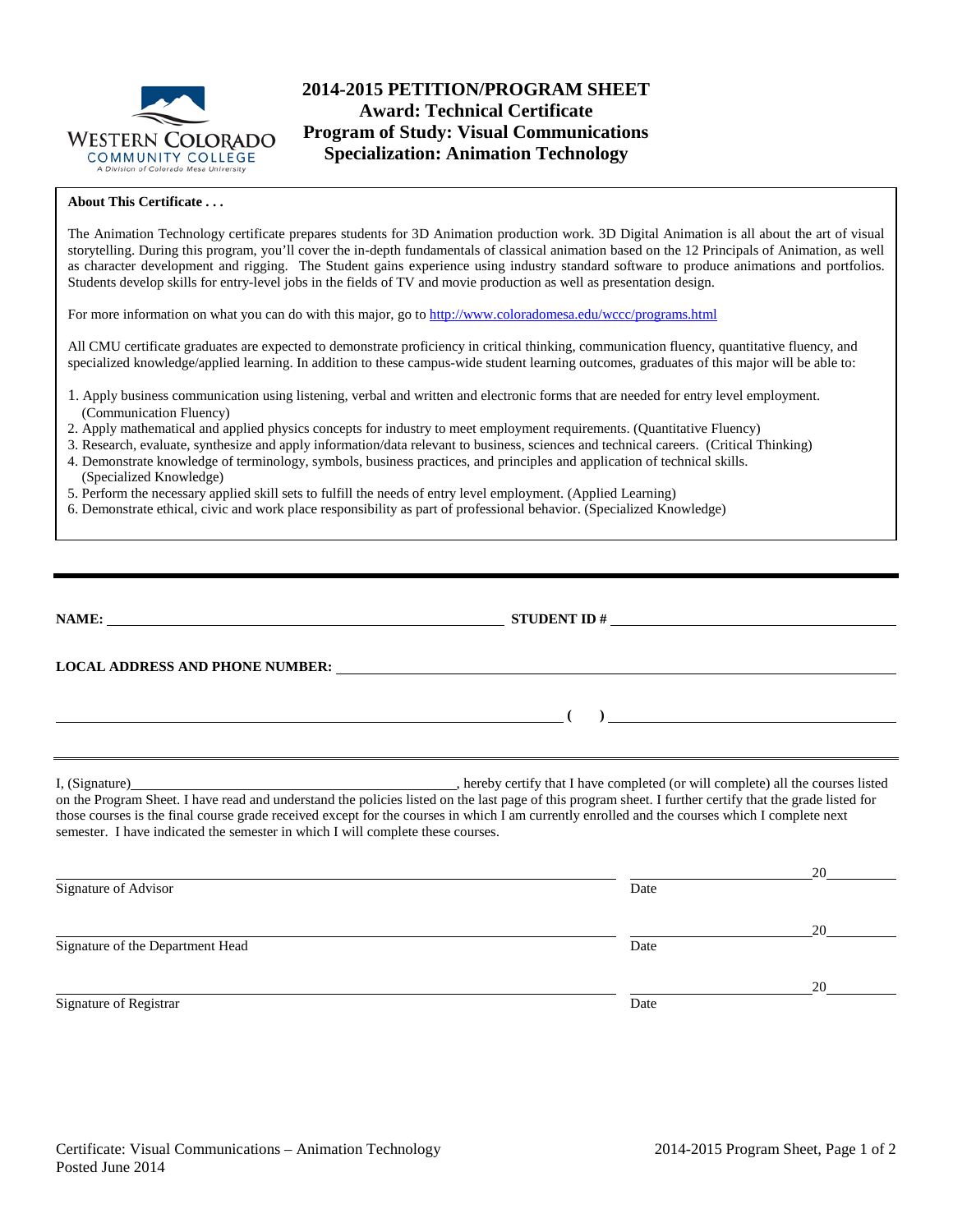# 2014-2015 PETITION/PROGRAM SHEET
## Award: Technical Certificate
## Program of Study: Visual Communications
## Specialization: Animation Technology

**About This Certificate . . .**

The Animation Technology certificate prepares students for 3D Animation production work. 3D Digital Animation is all about the art of visual storytelling. During this program, you'll cover the in-depth fundamentals of classical animation based on the 12 Principals of Animation, as well as character development and rigging. The Student gains experience using industry standard software to produce animations and portfolios. Students develop skills for entry-level jobs in the fields of TV and movie production as well as presentation design.

For more information on what you can do with this major, go to http://www.coloradomesa.edu/wccc/programs.html

All CMU certificate graduates are expected to demonstrate proficiency in critical thinking, communication fluency, quantitative fluency, and specialized knowledge/applied learning. In addition to these campus-wide student learning outcomes, graduates of this major will be able to:

1. Apply business communication using listening, verbal and written and electronic forms that are needed for entry level employment. (Communication Fluency)
2. Apply mathematical and applied physics concepts for industry to meet employment requirements. (Quantitative Fluency)
3. Research, evaluate, synthesize and apply information/data relevant to business, sciences and technical careers. (Critical Thinking)
4. Demonstrate knowledge of terminology, symbols, business practices, and principles and application of technical skills. (Specialized Knowledge)
5. Perform the necessary applied skill sets to fulfill the needs of entry level employment. (Applied Learning)
6. Demonstrate ethical, civic and work place responsibility as part of professional behavior. (Specialized Knowledge)

---

**NAME:** ______________________________ **STUDENT ID #** ______________________________

**LOCAL ADDRESS AND PHONE NUMBER:** ______________________________

______________________________ **(    )** ______________________________

---

I, (Signature)______________________________, hereby certify that I have completed (or will complete) all the courses listed on the Program Sheet. I have read and understand the policies listed on the last page of this program sheet. I further certify that the grade listed for those courses is the final course grade received except for the courses in which I am currently enrolled and the courses which I complete next semester. I have indicated the semester in which I will complete these courses.

______________________________ ______________20______
Signature of Advisor Date

______________________________ ______________20______
Signature of the Department Head Date

______________________________ ______________20______
Signature of Registrar Date

Certificate: Visual Communications – Animation Technology
Posted June 2014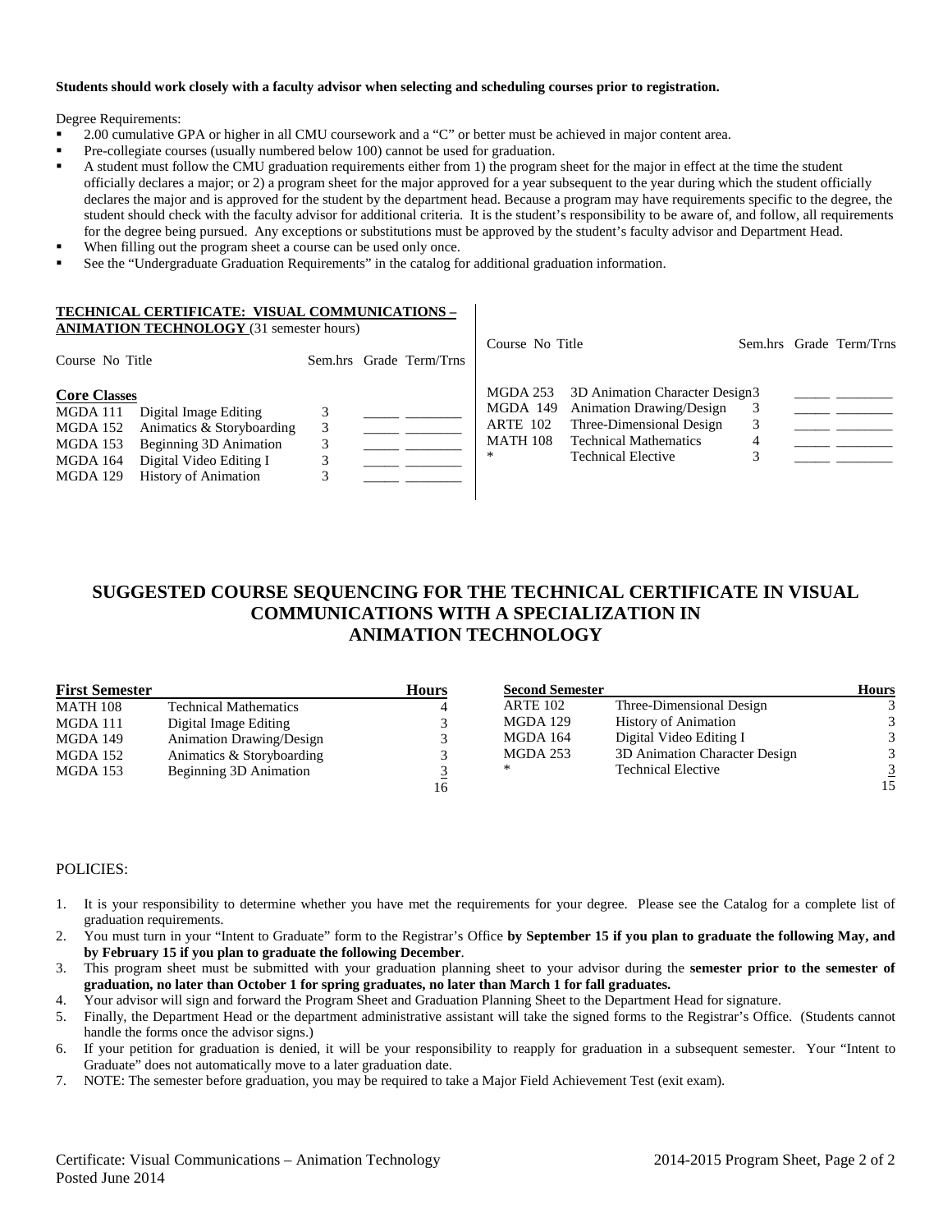**Students should work closely with a faculty advisor when selecting and scheduling courses prior to registration.**

Degree Requirements:

- 2.00 cumulative GPA or higher in all CMU coursework and a "C" or better must be achieved in major content area.
- Pre-collegiate courses (usually numbered below 100) cannot be used for graduation.
- A student must follow the CMU graduation requirements either from 1) the program sheet for the major in effect at the time the student officially declares a major; or 2) a program sheet for the major approved for a year subsequent to the year during which the student officially declares the major and is approved for the student by the department head. Because a program may have requirements specific to the degree, the student should check with the faculty advisor for additional criteria. It is the student's responsibility to be aware of, and follow, all requirements for the degree being pursued. Any exceptions or substitutions must be approved by the student's faculty advisor and Department Head.
- When filling out the program sheet a course can be used only once.
- See the "Undergraduate Graduation Requirements" in the catalog for additional graduation information.

**TECHNICAL CERTIFICATE: VISUAL COMMUNICATIONS – ANIMATION TECHNOLOGY** (31 semester hours)

| Course No | Title | Sem.hrs | Grade | Term/Trns |
|---|---|---|---|---|
| **Core Classes** | | | | |
| MGDA 111 | Digital Image Editing | 3 | _____ | ________ |
| MGDA 152 | Animatics & Storyboarding | 3 | _____ | ________ |
| MGDA 153 | Beginning 3D Animation | 3 | _____ | ________ |
| MGDA 164 | Digital Video Editing I | 3 | _____ | ________ |
| MGDA 129 | History of Animation | 3 | _____ | ________ |
| MGDA 253 | 3D Animation Character Design | 3 | _____ | ________ |
| MGDA 149 | Animation Drawing/Design | 3 | _____ | ________ |
| ARTE 102 | Three-Dimensional Design | 3 | _____ | ________ |
| MATH 108 | Technical Mathematics | 4 | _____ | ________ |
| * | Technical Elective | 3 | _____ | ________ |

## SUGGESTED COURSE SEQUENCING FOR THE TECHNICAL CERTIFICATE IN VISUAL COMMUNICATIONS WITH A SPECIALIZATION IN ANIMATION TECHNOLOGY

| First Semester | | Hours |
|---|---|---|
| MATH 108 | Technical Mathematics | 4 |
| MGDA 111 | Digital Image Editing | 3 |
| MGDA 149 | Animation Drawing/Design | 3 |
| MGDA 152 | Animatics & Storyboarding | 3 |
| MGDA 153 | Beginning 3D Animation | 3 |
| | | 16 |

| Second Semester | | Hours |
|---|---|---|
| ARTE 102 | Three-Dimensional Design | 3 |
| MGDA 129 | History of Animation | 3 |
| MGDA 164 | Digital Video Editing I | 3 |
| MGDA 253 | 3D Animation Character Design | 3 |
| * | Technical Elective | 3 |
| | | 15 |

POLICIES:

1. It is your responsibility to determine whether you have met the requirements for your degree. Please see the Catalog for a complete list of graduation requirements.
2. You must turn in your "Intent to Graduate" form to the Registrar's Office **by September 15 if you plan to graduate the following May, and by February 15 if you plan to graduate the following December**.
3. This program sheet must be submitted with your graduation planning sheet to your advisor during the **semester prior to the semester of graduation, no later than October 1 for spring graduates, no later than March 1 for fall graduates.**
4. Your advisor will sign and forward the Program Sheet and Graduation Planning Sheet to the Department Head for signature.
5. Finally, the Department Head or the department administrative assistant will take the signed forms to the Registrar's Office. (Students cannot handle the forms once the advisor signs.)
6. If your petition for graduation is denied, it will be your responsibility to reapply for graduation in a subsequent semester. Your "Intent to Graduate" does not automatically move to a later graduation date.
7. NOTE: The semester before graduation, you may be required to take a Major Field Achievement Test (exit exam).

Certificate: Visual Communications – Animation Technology
Posted June 2014